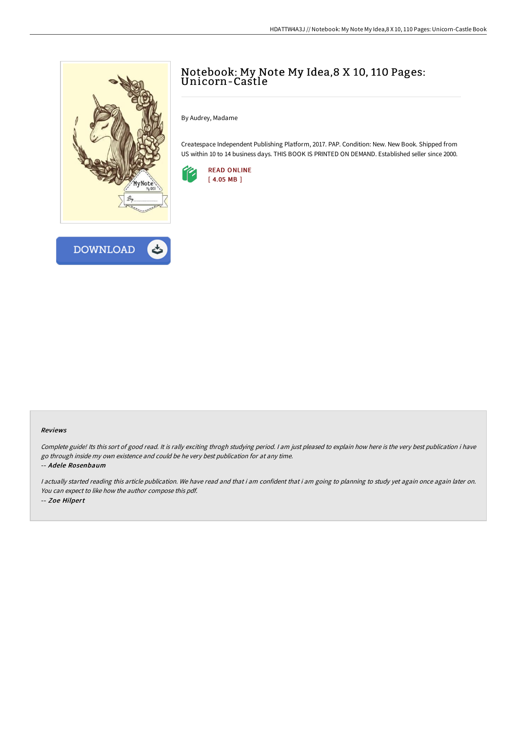# Notebook: My Note My Idea,8 X 10, 110 Pages: Unicorn-Castle

By Audrey, Madame

Createspace Independent Publishing Platform, 2017. PAP. Condition: New. New Book. Shipped from US within 10 to 14 business days. THIS BOOK IS PRINTED ON DEMAND. Established seller since 2000.

READ ONLINE
[ 4.05 MB ]

DOWNLOAD

### Reviews

*Complete guide! Its this sort of good read. It is rally exciting throgh studying period. I am just pleased to explain how here is the very best publication i have go through inside my own existence and could be he very best publication for at any time.*

*-- Adele Rosenbaum*

*I actually started reading this article publication. We have read and that i am confident that i am going to planning to study yet again once again later on. You can expect to like how the author compose this pdf.*

*-- Zoe Hilpert*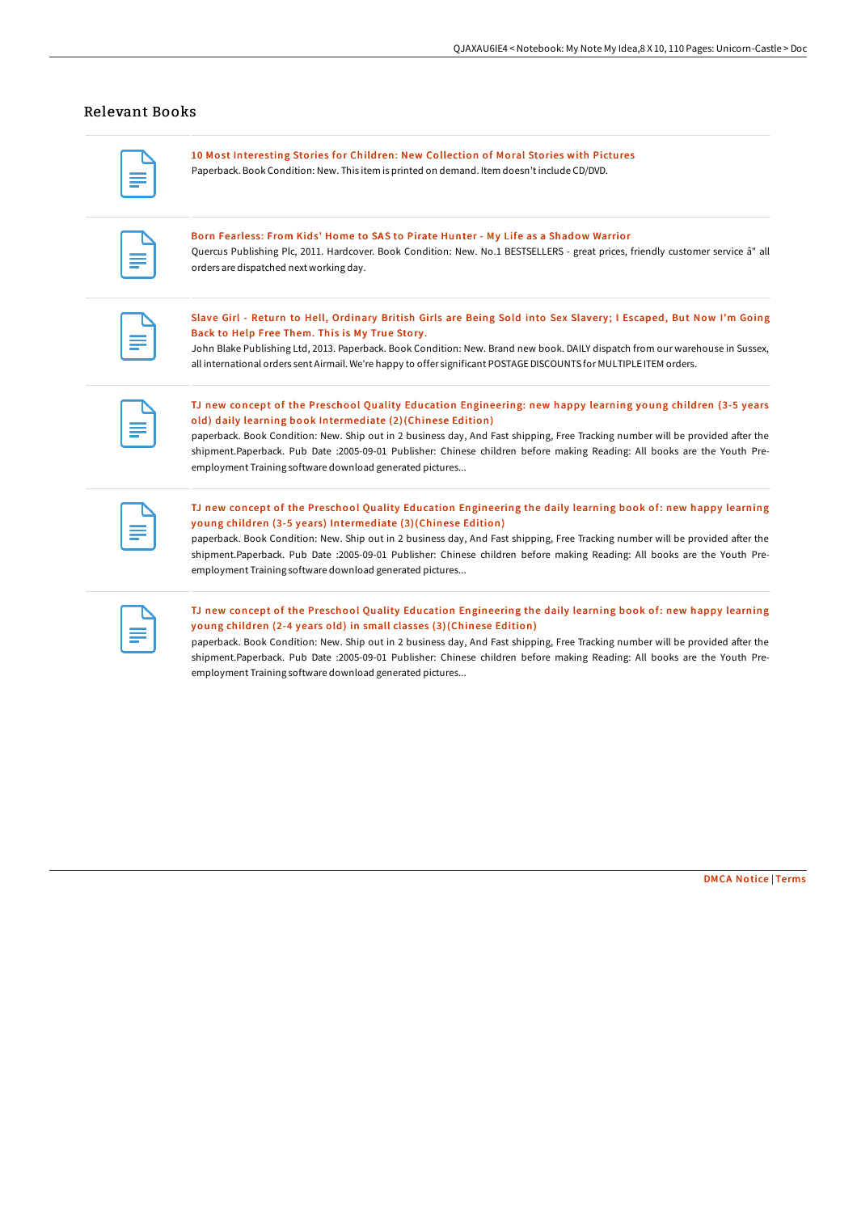## Relevant Books

10 Most Interesting Stories for Children: New Collection of Moral Stories with Pictures
Paperback. Book Condition: New. This item is printed on demand. Item doesn't include CD/DVD.

Born Fearless: From Kids' Home to SAS to Pirate Hunter - My Life as a Shadow Warrior
Quercus Publishing Plc, 2011. Hardcover. Book Condition: New. No.1 BESTSELLERS - great prices, friendly customer service â" all orders are dispatched next working day.

Slave Girl - Return to Hell, Ordinary British Girls are Being Sold into Sex Slavery; I Escaped, But Now I'm Going Back to Help Free Them. This is My True Story.
John Blake Publishing Ltd, 2013. Paperback. Book Condition: New. Brand new book. DAILY dispatch from our warehouse in Sussex, all international orders sent Airmail. We're happy to offer significant POSTAGE DISCOUNTS for MULTIPLE ITEM orders.

TJ new concept of the Preschool Quality Education Engineering: new happy learning young children (3-5 years old) daily learning book Intermediate (2)(Chinese Edition)
paperback. Book Condition: New. Ship out in 2 business day, And Fast shipping, Free Tracking number will be provided after the shipment.Paperback. Pub Date :2005-09-01 Publisher: Chinese children before making Reading: All books are the Youth Pre-employment Training software download generated pictures...

TJ new concept of the Preschool Quality Education Engineering the daily learning book of: new happy learning young children (3-5 years) Intermediate (3)(Chinese Edition)
paperback. Book Condition: New. Ship out in 2 business day, And Fast shipping, Free Tracking number will be provided after the shipment.Paperback. Pub Date :2005-09-01 Publisher: Chinese children before making Reading: All books are the Youth Pre-employment Training software download generated pictures...

TJ new concept of the Preschool Quality Education Engineering the daily learning book of: new happy learning young children (2-4 years old) in small classes (3)(Chinese Edition)
paperback. Book Condition: New. Ship out in 2 business day, And Fast shipping, Free Tracking number will be provided after the shipment.Paperback. Pub Date :2005-09-01 Publisher: Chinese children before making Reading: All books are the Youth Pre-employment Training software download generated pictures...

DMCA Notice | Terms